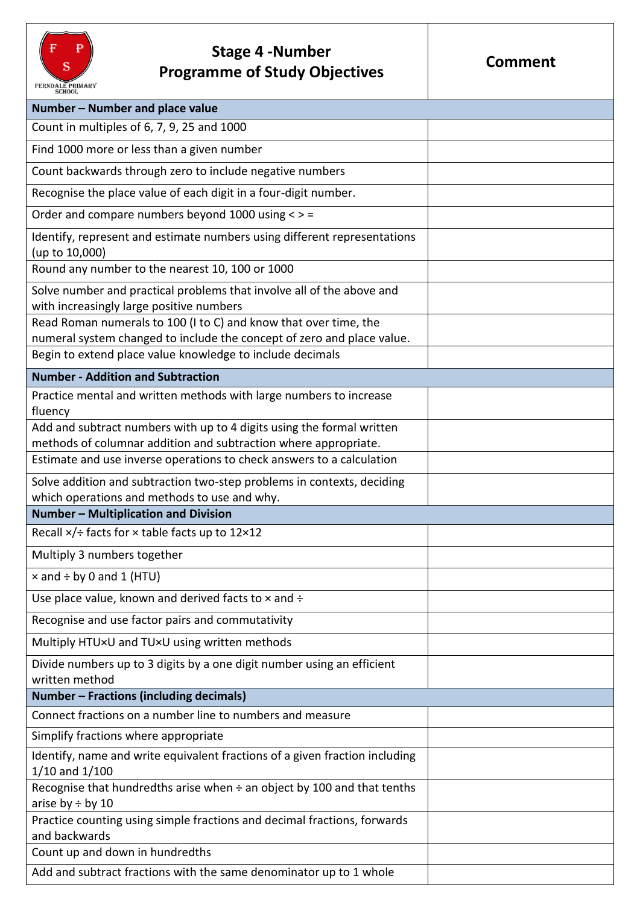| Stage 4 -Number Programme of Study Objectives | Comment |
|---|---|
| **Number – Number and place value** | |
| Count in multiples of 6, 7, 9, 25 and 1000 | |
| Find 1000 more or less than a given number | |
| Count backwards through zero to include negative numbers | |
| Recognise the place value of each digit in a four-digit number. | |
| Order and compare numbers beyond 1000 using < > = | |
| Identify, represent and estimate numbers using different representations (up to 10,000) | |
| Round any number to the nearest 10, 100 or 1000 | |
| Solve number and practical problems that involve all of the above and with increasingly large positive numbers | |
| Read Roman numerals to 100 (I to C) and know that over time, the numeral system changed to include the concept of zero and place value. | |
| Begin to extend place value knowledge to include decimals | |
| **Number - Addition and Subtraction** | |
| Practice mental and written methods with large numbers to increase fluency | |
| Add and subtract numbers with up to 4 digits using the formal written methods of columnar addition and subtraction where appropriate. | |
| Estimate and use inverse operations to check answers to a calculation | |
| Solve addition and subtraction two-step problems in contexts, deciding which operations and methods to use and why. | |
| **Number – Multiplication and Division** | |
| Recall ×/÷ facts for × table facts up to 12×12 | |
| Multiply 3 numbers together | |
| × and ÷ by 0 and 1 (HTU) | |
| Use place value, known and derived facts to × and ÷ | |
| Recognise and use factor pairs and commutativity | |
| Multiply HTU×U and TU×U using written methods | |
| Divide numbers up to 3 digits by a one digit number using an efficient written method | |
| **Number – Fractions (including decimals)** | |
| Connect fractions on a number line to numbers and measure | |
| Simplify fractions where appropriate | |
| Identify, name and write equivalent fractions of a given fraction including 1/10 and 1/100 | |
| Recognise that hundredths arise when ÷ an object by 100 and that tenths arise by ÷ by 10 | |
| Practice counting using simple fractions and decimal fractions, forwards and backwards | |
| Count up and down in hundredths | |
| Add and subtract fractions with the same denominator up to 1 whole | |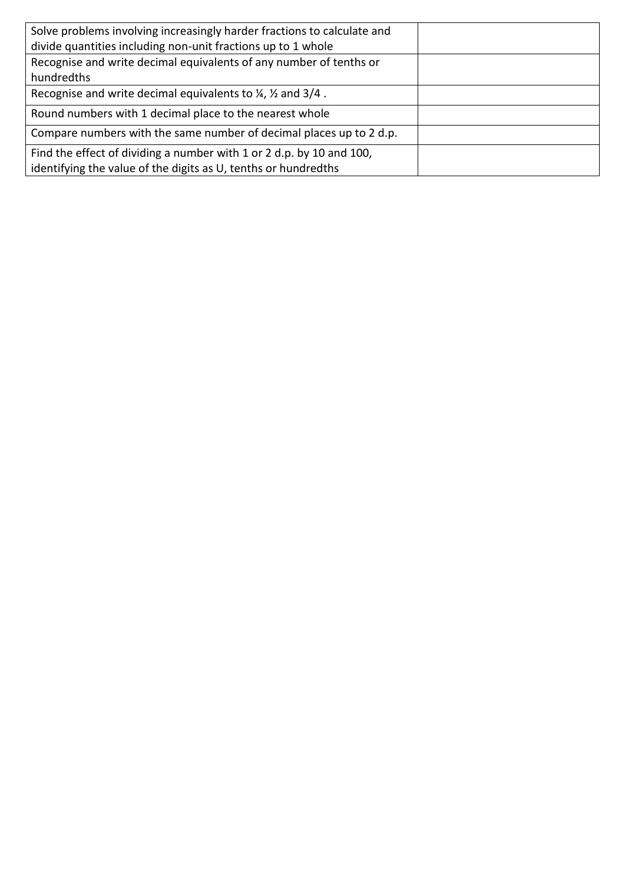| | |
|---|---|
| Solve problems involving increasingly harder fractions to calculate and divide quantities including non-unit fractions up to 1 whole | |
| Recognise and write decimal equivalents of any number of tenths or hundredths | |
| Recognise and write decimal equivalents to ¼, ½ and 3/4 . | |
| Round numbers with 1 decimal place to the nearest whole | |
| Compare numbers with the same number of decimal places up to 2 d.p. | |
| Find the effect of dividing a number with 1 or 2 d.p. by 10 and 100, identifying the value of the digits as U, tenths or hundredths | |